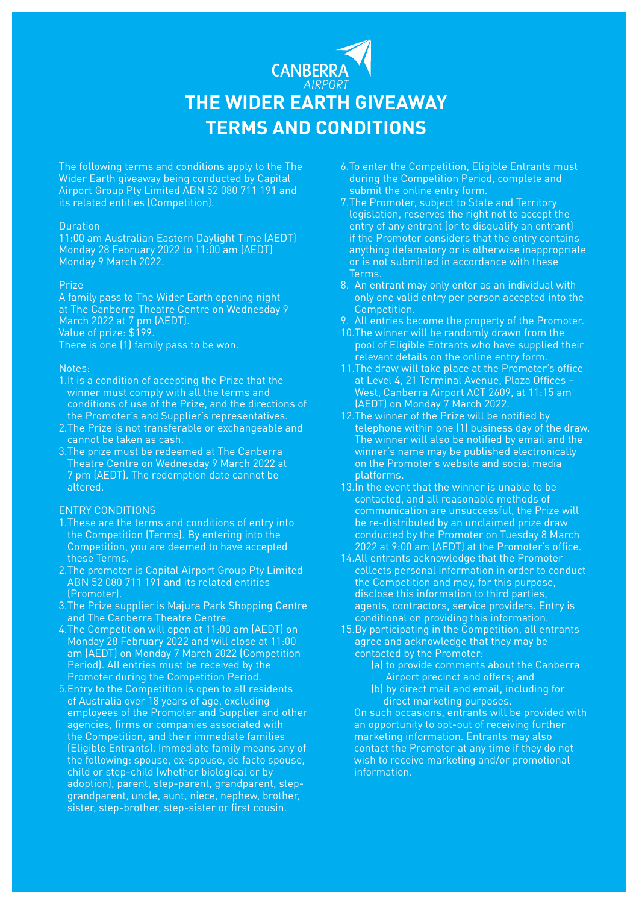CANBERRA AIRPORT

# THE WIDER EARTH GIVEAWAY
# TERMS AND CONDITIONS

The following terms and conditions apply to the The Wider Earth giveaway being conducted by Capital Airport Group Pty Limited ABN 52 080 711 191 and its related entities (Competition).

Duration

11:00 am Australian Eastern Daylight Time (AEDT) Monday 28 February 2022 to 11:00 am (AEDT) Monday 9 March 2022.

Prize

A family pass to The Wider Earth opening night at The Canberra Theatre Centre on Wednesday 9 March 2022 at 7 pm (AEDT).
Value of prize: $199.
There is one (1) family pass to be won.

Notes:

1. It is a condition of accepting the Prize that the winner must comply with all the terms and conditions of use of the Prize, and the directions of the Promoter's and Supplier's representatives.
2. The Prize is not transferable or exchangeable and cannot be taken as cash.
3. The prize must be redeemed at The Canberra Theatre Centre on Wednesday 9 March 2022 at 7 pm (AEDT). The redemption date cannot be altered.

ENTRY CONDITIONS

1. These are the terms and conditions of entry into the Competition (Terms). By entering into the Competition, you are deemed to have accepted these Terms.
2. The promoter is Capital Airport Group Pty Limited ABN 52 080 711 191 and its related entities (Promoter).
3. The Prize supplier is Majura Park Shopping Centre and The Canberra Theatre Centre.
4. The Competition will open at 11:00 am (AEDT) on Monday 28 February 2022 and will close at 11:00 am (AEDT) on Monday 7 March 2022 (Competition Period). All entries must be received by the Promoter during the Competition Period.
5. Entry to the Competition is open to all residents of Australia over 18 years of age, excluding employees of the Promoter and Supplier and other agencies, firms or companies associated with the Competition, and their immediate families (Eligible Entrants). Immediate family means any of the following: spouse, ex-spouse, de facto spouse, child or step-child (whether biological or by adoption), parent, step-parent, grandparent, step-grandparent, uncle, aunt, niece, nephew, brother, sister, step-brother, step-sister or first cousin.
6. To enter the Competition, Eligible Entrants must during the Competition Period, complete and submit the online entry form.
7. The Promoter, subject to State and Territory legislation, reserves the right not to accept the entry of any entrant (or to disqualify an entrant) if the Promoter considers that the entry contains anything defamatory or is otherwise inappropriate or is not submitted in accordance with these Terms.
8. An entrant may only enter as an individual with only one valid entry per person accepted into the Competition.
9. All entries become the property of the Promoter.
10. The winner will be randomly drawn from the pool of Eligible Entrants who have supplied their relevant details on the online entry form.
11. The draw will take place at the Promoter's office at Level 4, 21 Terminal Avenue, Plaza Offices – West, Canberra Airport ACT 2609, at 11:15 am (AEDT) on Monday 7 March 2022.
12. The winner of the Prize will be notified by telephone within one (1) business day of the draw. The winner will also be notified by email and the winner's name may be published electronically on the Promoter's website and social media platforms.
13. In the event that the winner is unable to be contacted, and all reasonable methods of communication are unsuccessful, the Prize will be re-distributed by an unclaimed prize draw conducted by the Promoter on Tuesday 8 March 2022 at 9:00 am (AEDT) at the Promoter's office.
14. All entrants acknowledge that the Promoter collects personal information in order to conduct the Competition and may, for this purpose, disclose this information to third parties, agents, contractors, service providers. Entry is conditional on providing this information.
15. By participating in the Competition, all entrants agree and acknowledge that they may be contacted by the Promoter:
    (a) to provide comments about the Canberra Airport precinct and offers; and
    (b) by direct mail and email, including for direct marketing purposes.

    On such occasions, entrants will be provided with an opportunity to opt-out of receiving further marketing information. Entrants may also contact the Promoter at any time if they do not wish to receive marketing and/or promotional information.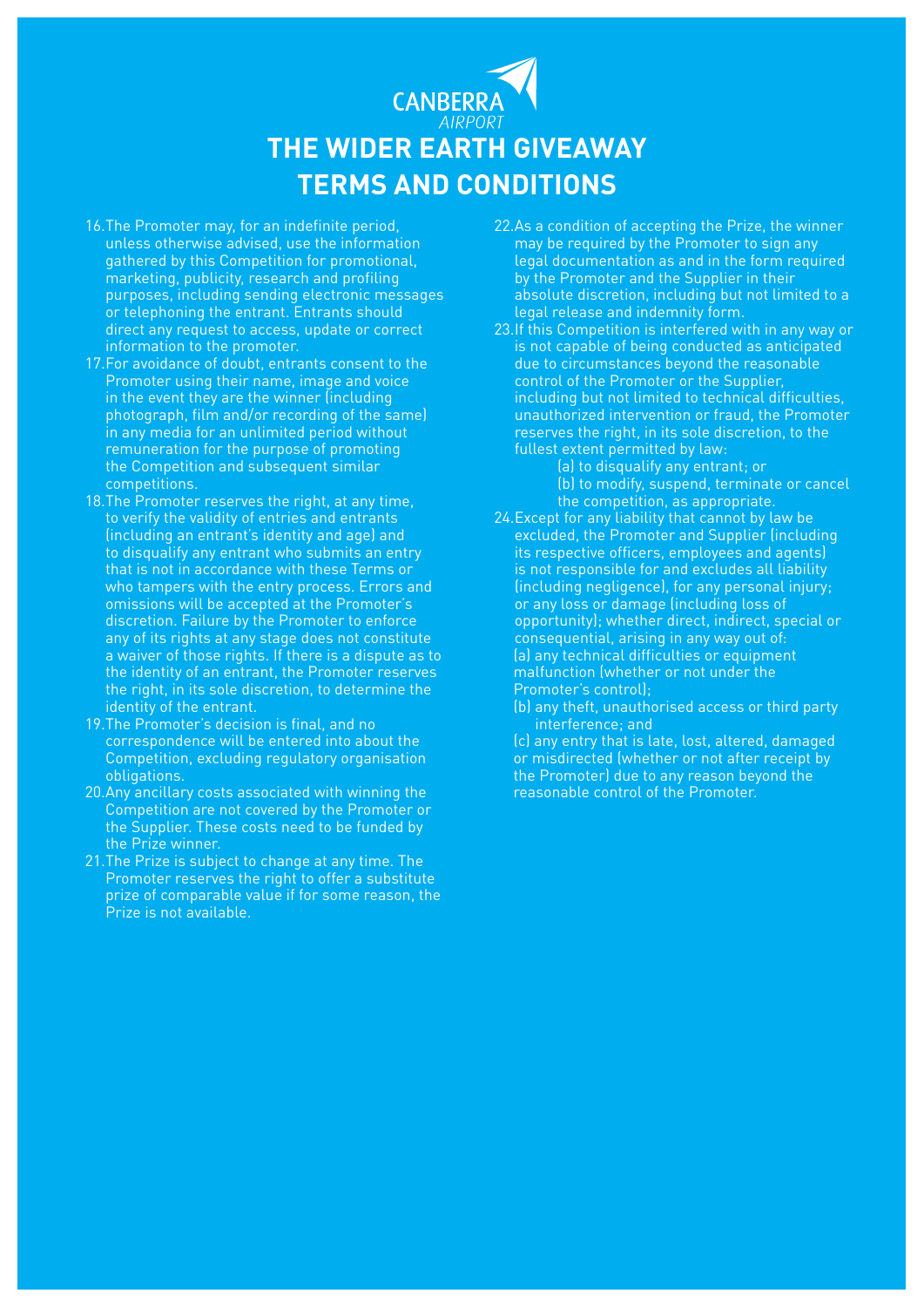CANBERRA AIRPORT

# THE WIDER EARTH GIVEAWAY

# TERMS AND CONDITIONS

16. The Promoter may, for an indefinite period, unless otherwise advised, use the information gathered by this Competition for promotional, marketing, publicity, research and profiling purposes, including sending electronic messages or telephoning the entrant. Entrants should direct any request to access, update or correct information to the promoter.
17. For avoidance of doubt, entrants consent to the Promoter using their name, image and voice in the event they are the winner (including photograph, film and/or recording of the same) in any media for an unlimited period without remuneration for the purpose of promoting the Competition and subsequent similar competitions.
18. The Promoter reserves the right, at any time, to verify the validity of entries and entrants (including an entrant's identity and age) and to disqualify any entrant who submits an entry that is not in accordance with these Terms or who tampers with the entry process. Errors and omissions will be accepted at the Promoter's discretion. Failure by the Promoter to enforce any of its rights at any stage does not constitute a waiver of those rights. If there is a dispute as to the identity of an entrant, the Promoter reserves the right, in its sole discretion, to determine the identity of the entrant.
19. The Promoter's decision is final, and no correspondence will be entered into about the Competition, excluding regulatory organisation obligations.
20. Any ancillary costs associated with winning the Competition are not covered by the Promoter or the Supplier. These costs need to be funded by the Prize winner.
21. The Prize is subject to change at any time. The Promoter reserves the right to offer a substitute prize of comparable value if for some reason, the Prize is not available.
22. As a condition of accepting the Prize, the winner may be required by the Promoter to sign any legal documentation as and in the form required by the Promoter and the Supplier in their absolute discretion, including but not limited to a legal release and indemnity form.
23. If this Competition is interfered with in any way or is not capable of being conducted as anticipated due to circumstances beyond the reasonable control of the Promoter or the Supplier, including but not limited to technical difficulties, unauthorized intervention or fraud, the Promoter reserves the right, in its sole discretion, to the fullest extent permitted by law:
    (a) to disqualify any entrant; or
    (b) to modify, suspend, terminate or cancel the competition, as appropriate.
24. Except for any liability that cannot by law be excluded, the Promoter and Supplier (including its respective officers, employees and agents) is not responsible for and excludes all liability (including negligence), for any personal injury; or any loss or damage (including loss of opportunity); whether direct, indirect, special or consequential, arising in any way out of:
    (a) any technical difficulties or equipment malfunction (whether or not under the Promoter's control);
    (b) any theft, unauthorised access or third party interference; and
    (c) any entry that is late, lost, altered, damaged or misdirected (whether or not after receipt by the Promoter) due to any reason beyond the reasonable control of the Promoter.